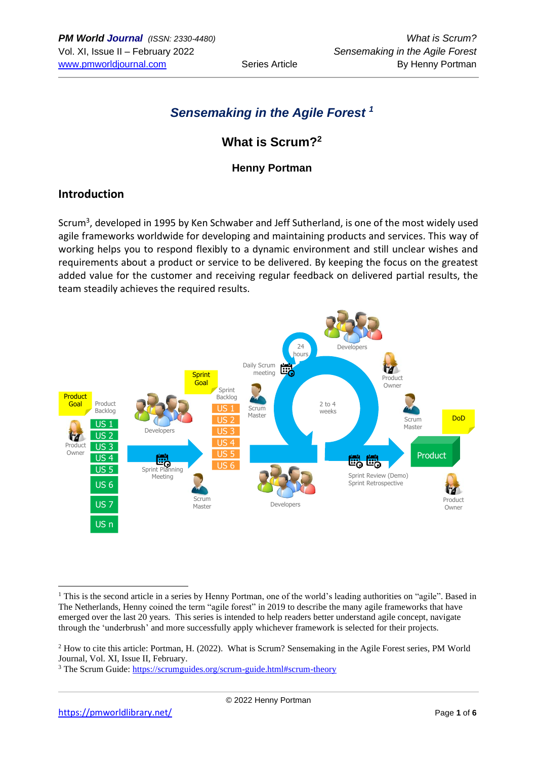# Sensemaking in the Agile Forest [1]

## What is Scrum?[2]

### Henny Portman

## Introduction

Scrum[3], developed in 1995 by Ken Schwaber and Jeff Sutherland, is one of the most widely used agile frameworks worldwide for developing and maintaining products and services. This way of working helps you to respond flexibly to a dynamic environment and still unclear wishes and requirements about a product or service to be delivered. By keeping the focus on the greatest added value for the customer and receiving regular feedback on delivered partial results, the team steadily achieves the required results.

---

[1] This is the second article in a series by Henny Portman, one of the world's leading authorities on "agile". Based in The Netherlands, Henny coined the term "agile forest" in 2019 to describe the many agile frameworks that have emerged over the last 20 years. This series is intended to help readers better understand agile concept, navigate through the 'underbrush' and more successfully apply whichever framework is selected for their projects.

[2] How to cite this article: Portman, H. (2022). What is Scrum? Sensemaking in the Agile Forest series, PM World Journal, Vol. XI, Issue II, February.

[3] The Scrum Guide: https://scrumguides.org/scrum-guide.html#scrum-theory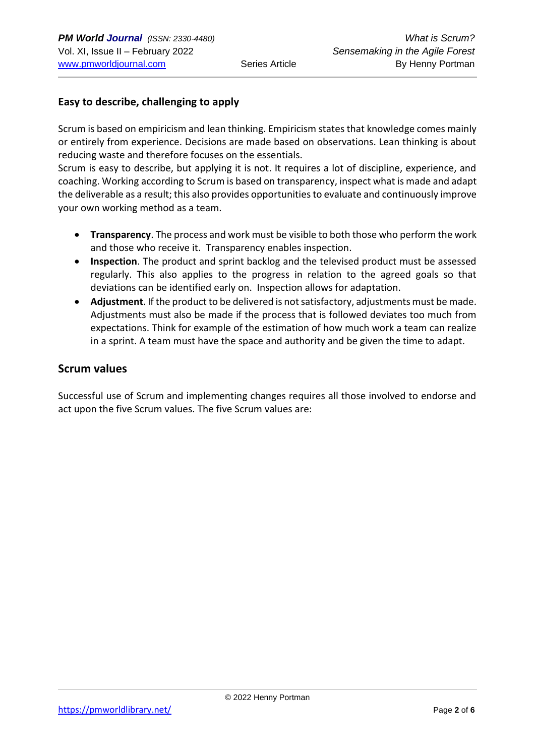## Easy to describe, challenging to apply

Scrum is based on empiricism and lean thinking. Empiricism states that knowledge comes mainly or entirely from experience. Decisions are made based on observations. Lean thinking is about reducing waste and therefore focuses on the essentials.
Scrum is easy to describe, but applying it is not. It requires a lot of discipline, experience, and coaching. Working according to Scrum is based on transparency, inspect what is made and adapt the deliverable as a result; this also provides opportunities to evaluate and continuously improve your own working method as a team.

- **Transparency**. The process and work must be visible to both those who perform the work and those who receive it. Transparency enables inspection.
- **Inspection**. The product and sprint backlog and the televised product must be assessed regularly. This also applies to the progress in relation to the agreed goals so that deviations can be identified early on. Inspection allows for adaptation.
- **Adjustment**. If the product to be delivered is not satisfactory, adjustments must be made. Adjustments must also be made if the process that is followed deviates too much from expectations. Think for example of the estimation of how much work a team can realize in a sprint. A team must have the space and authority and be given the time to adapt.

## Scrum values

Successful use of Scrum and implementing changes requires all those involved to endorse and act upon the five Scrum values. The five Scrum values are: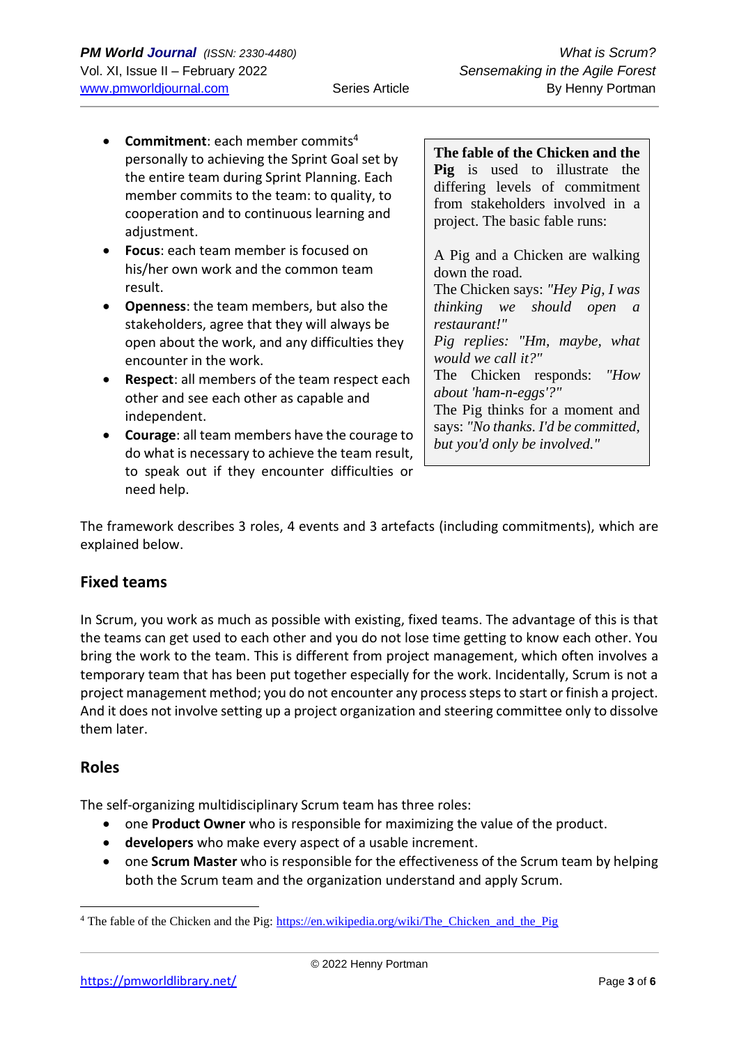- **Commitment**: each member commits[4] personally to achieving the Sprint Goal set by the entire team during Sprint Planning. Each member commits to the team: to quality, to cooperation and to continuous learning and adjustment.
- **Focus**: each team member is focused on his/her own work and the common team result.
- **Openness**: the team members, but also the stakeholders, agree that they will always be open about the work, and any difficulties they encounter in the work.
- **Respect**: all members of the team respect each other and see each other as capable and independent.
- **Courage**: all team members have the courage to do what is necessary to achieve the team result, to speak out if they encounter difficulties or need help.

> **The fable of the Chicken and the Pig** is used to illustrate the differing levels of commitment from stakeholders involved in a project. The basic fable runs:
>
> A Pig and a Chicken are walking down the road.
> The Chicken says: *"Hey Pig, I was thinking we should open a restaurant!"*
> *Pig replies: "Hm, maybe, what would we call it?"*
> The Chicken responds: *"How about 'ham-n-eggs'?"*
> The Pig thinks for a moment and says: *"No thanks. I'd be committed, but you'd only be involved."*

The framework describes 3 roles, 4 events and 3 artefacts (including commitments), which are explained below.

## Fixed teams

In Scrum, you work as much as possible with existing, fixed teams. The advantage of this is that the teams can get used to each other and you do not lose time getting to know each other. You bring the work to the team. This is different from project management, which often involves a temporary team that has been put together especially for the work. Incidentally, Scrum is not a project management method; you do not encounter any process steps to start or finish a project. And it does not involve setting up a project organization and steering committee only to dissolve them later.

## Roles

The self-organizing multidisciplinary Scrum team has three roles:

- one **Product Owner** who is responsible for maximizing the value of the product.
- **developers** who make every aspect of a usable increment.
- one **Scrum Master** who is responsible for the effectiveness of the Scrum team by helping both the Scrum team and the organization understand and apply Scrum.

---

[4] The fable of the Chicken and the Pig: https://en.wikipedia.org/wiki/The_Chicken_and_the_Pig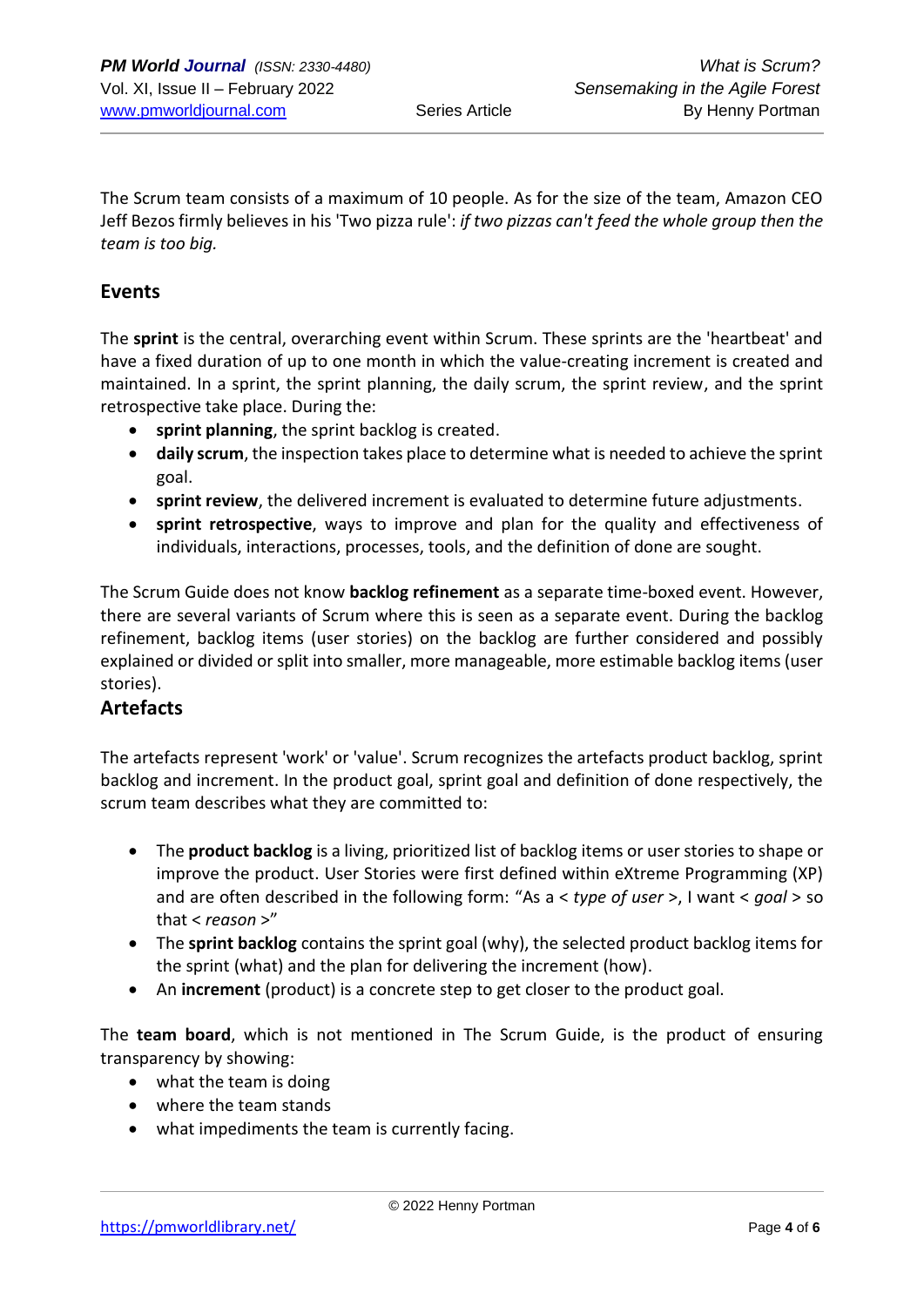The Scrum team consists of a maximum of 10 people. As for the size of the team, Amazon CEO Jeff Bezos firmly believes in his 'Two pizza rule': *if two pizzas can't feed the whole group then the team is too big.*

## Events

The **sprint** is the central, overarching event within Scrum. These sprints are the 'heartbeat' and have a fixed duration of up to one month in which the value-creating increment is created and maintained. In a sprint, the sprint planning, the daily scrum, the sprint review, and the sprint retrospective take place. During the:

- **sprint planning**, the sprint backlog is created.
- **daily scrum**, the inspection takes place to determine what is needed to achieve the sprint goal.
- **sprint review**, the delivered increment is evaluated to determine future adjustments.
- **sprint retrospective**, ways to improve and plan for the quality and effectiveness of individuals, interactions, processes, tools, and the definition of done are sought.

The Scrum Guide does not know **backlog refinement** as a separate time-boxed event. However, there are several variants of Scrum where this is seen as a separate event. During the backlog refinement, backlog items (user stories) on the backlog are further considered and possibly explained or divided or split into smaller, more manageable, more estimable backlog items (user stories).

## Artefacts

The artefacts represent 'work' or 'value'. Scrum recognizes the artefacts product backlog, sprint backlog and increment. In the product goal, sprint goal and definition of done respectively, the scrum team describes what they are committed to:

- The **product backlog** is a living, prioritized list of backlog items or user stories to shape or improve the product. User Stories were first defined within eXtreme Programming (XP) and are often described in the following form: "As a < *type of user* >, I want < *goal* > so that < *reason* >"
- The **sprint backlog** contains the sprint goal (why), the selected product backlog items for the sprint (what) and the plan for delivering the increment (how).
- An **increment** (product) is a concrete step to get closer to the product goal.

The **team board**, which is not mentioned in The Scrum Guide, is the product of ensuring transparency by showing:

- what the team is doing
- where the team stands
- what impediments the team is currently facing.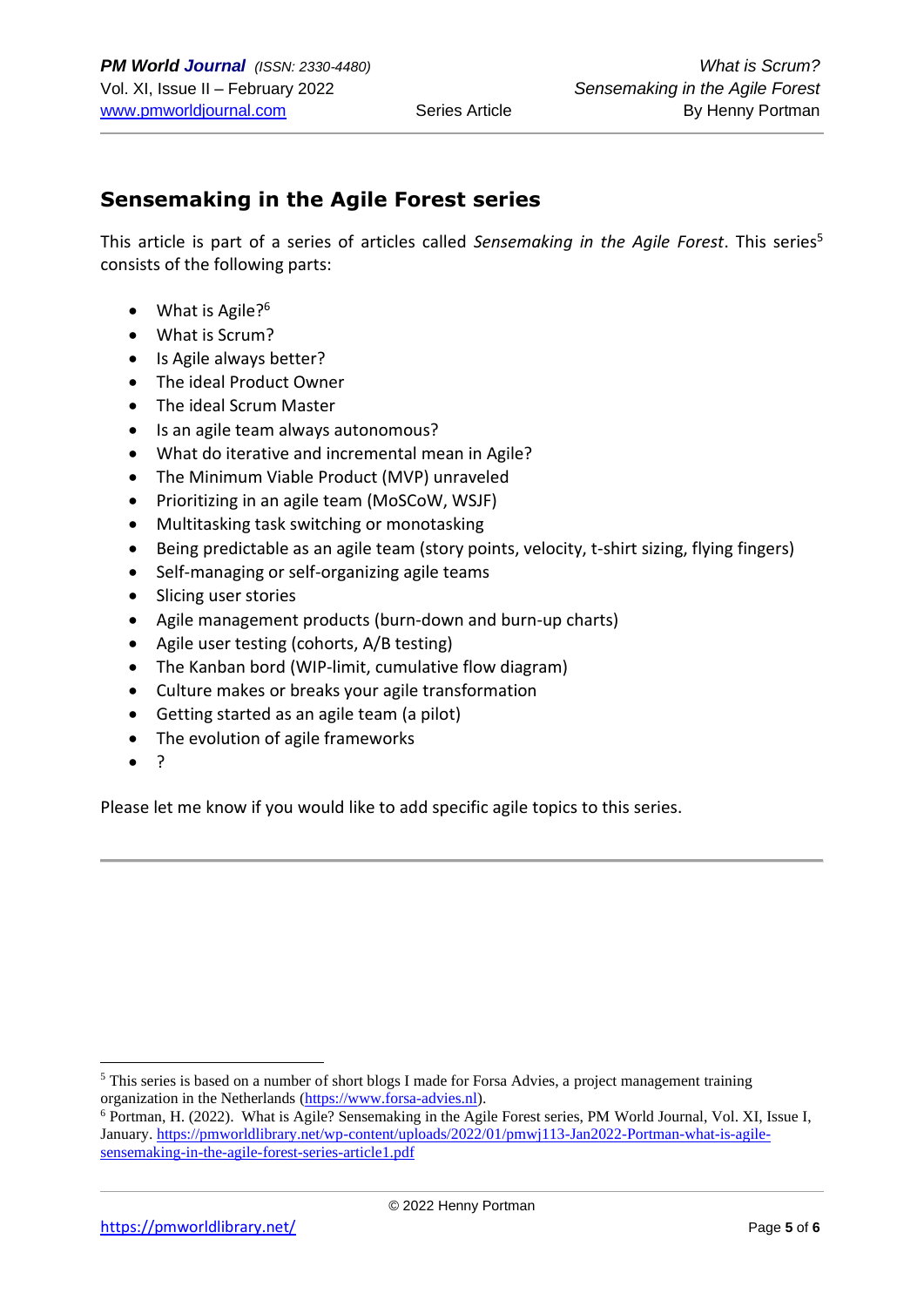## Sensemaking in the Agile Forest series

This article is part of a series of articles called *Sensemaking in the Agile Forest*. This series[5] consists of the following parts:

- What is Agile?[6]
- What is Scrum?
- Is Agile always better?
- The ideal Product Owner
- The ideal Scrum Master
- Is an agile team always autonomous?
- What do iterative and incremental mean in Agile?
- The Minimum Viable Product (MVP) unraveled
- Prioritizing in an agile team (MoSCoW, WSJF)
- Multitasking task switching or monotasking
- Being predictable as an agile team (story points, velocity, t-shirt sizing, flying fingers)
- Self-managing or self-organizing agile teams
- Slicing user stories
- Agile management products (burn-down and burn-up charts)
- Agile user testing (cohorts, A/B testing)
- The Kanban bord (WIP-limit, cumulative flow diagram)
- Culture makes or breaks your agile transformation
- Getting started as an agile team (a pilot)
- The evolution of agile frameworks
- ?

Please let me know if you would like to add specific agile topics to this series.

---

[5] This series is based on a number of short blogs I made for Forsa Advies, a project management training organization in the Netherlands (https://www.forsa-advies.nl).

[6] Portman, H. (2022). What is Agile? Sensemaking in the Agile Forest series, PM World Journal, Vol. XI, Issue I, January. https://pmworldlibrary.net/wp-content/uploads/2022/01/pmwj113-Jan2022-Portman-what-is-agile-sensemaking-in-the-agile-forest-series-article1.pdf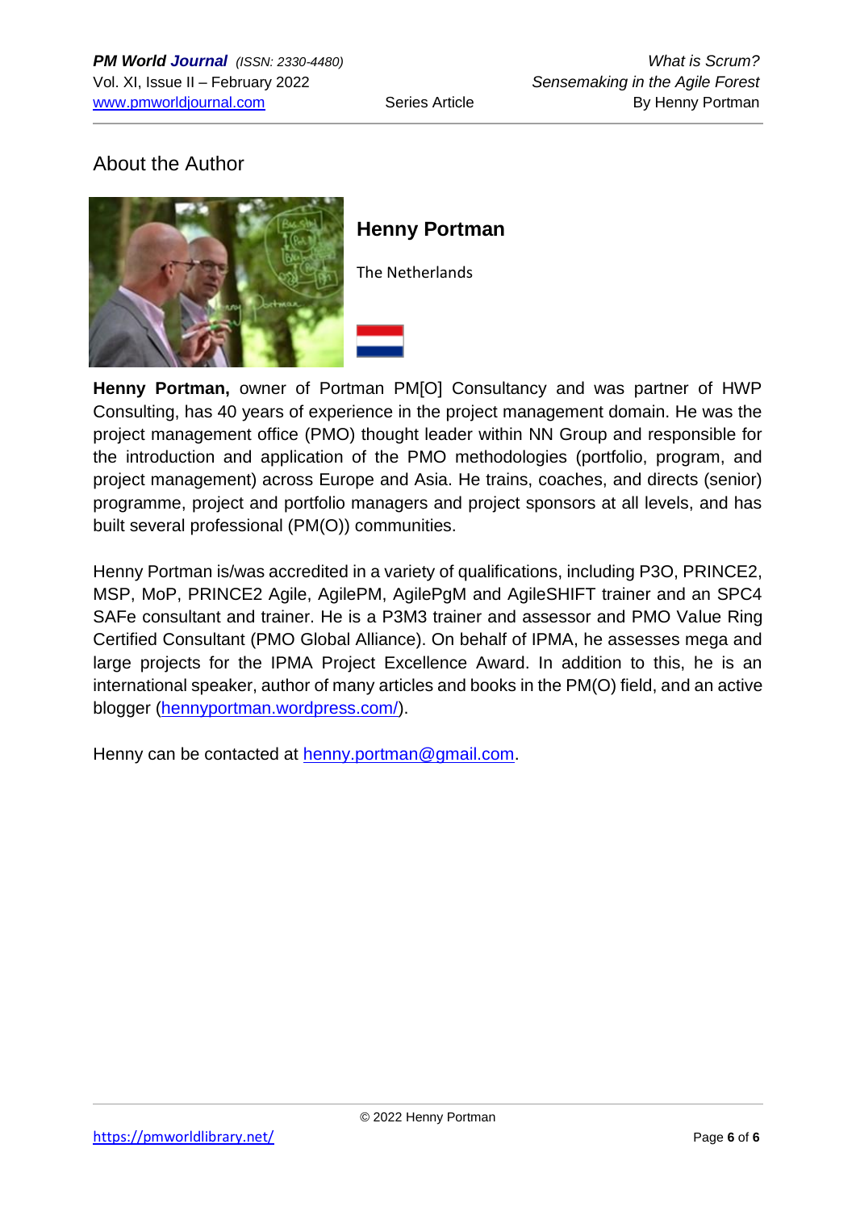## About the Author

### Henny Portman

The Netherlands

**Henny Portman,** owner of Portman PM[O] Consultancy and was partner of HWP Consulting, has 40 years of experience in the project management domain. He was the project management office (PMO) thought leader within NN Group and responsible for the introduction and application of the PMO methodologies (portfolio, program, and project management) across Europe and Asia. He trains, coaches, and directs (senior) programme, project and portfolio managers and project sponsors at all levels, and has built several professional (PM(O)) communities.

Henny Portman is/was accredited in a variety of qualifications, including P3O, PRINCE2, MSP, MoP, PRINCE2 Agile, AgilePM, AgilePgM and AgileSHIFT trainer and an SPC4 SAFe consultant and trainer. He is a P3M3 trainer and assessor and PMO Value Ring Certified Consultant (PMO Global Alliance). On behalf of IPMA, he assesses mega and large projects for the IPMA Project Excellence Award. In addition to this, he is an international speaker, author of many articles and books in the PM(O) field, and an active blogger (hennyportman.wordpress.com/).

Henny can be contacted at henny.portman@gmail.com.